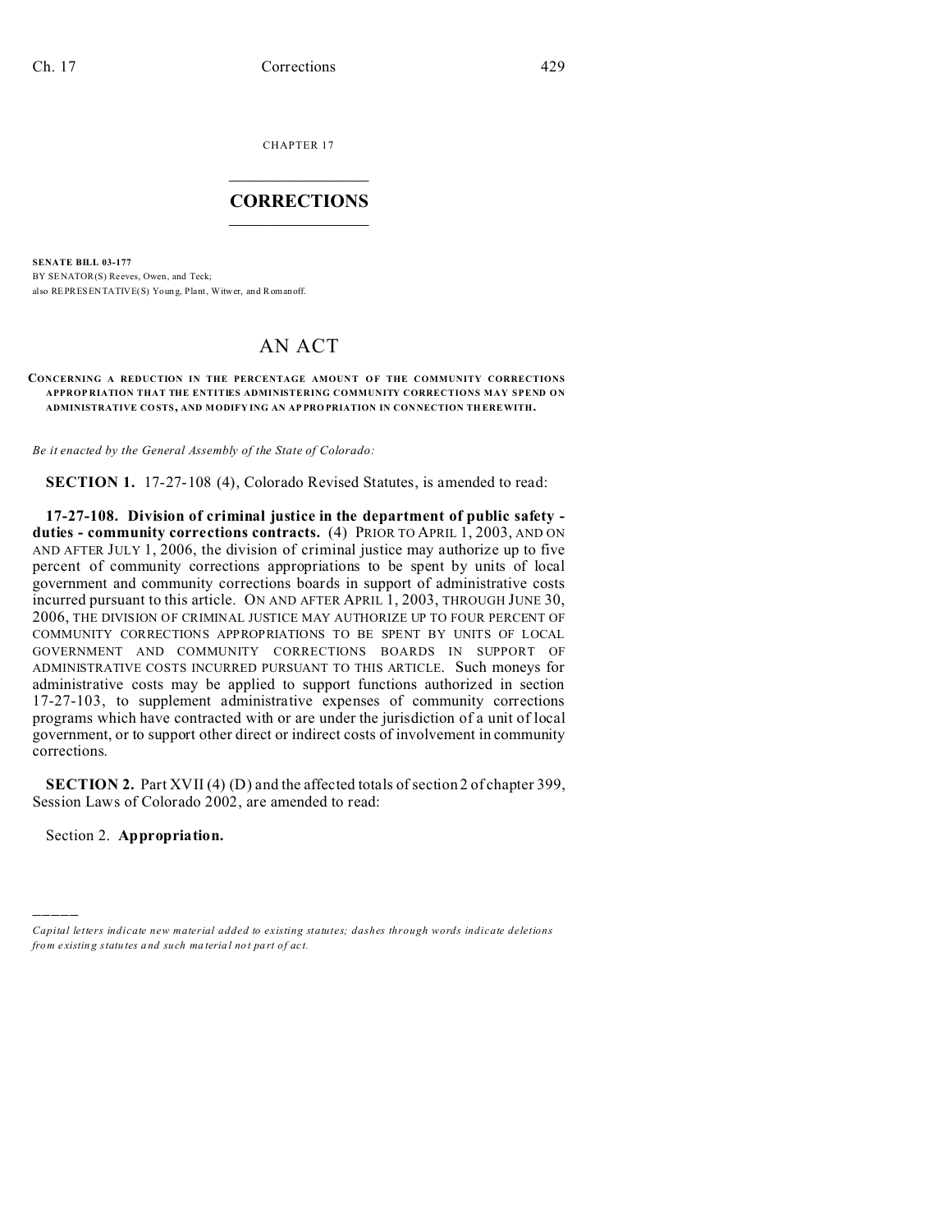CHAPTER 17

# CORRECTIONS

**SENATE BILL 03-177**

BY SENATOR(S) Reeves, Owen, and Teck;

also REPRESENTATIVE(S) Young, Plant, Witwer, and Romanoff.

# AN ACT

**CONCERNING A REDUCTION IN THE PERCENTAGE AMOUNT OF THE COMMUNITY CORRECTIONS APPROPRIATION THAT THE ENTITIES ADMINISTERING COMMUNITY CORRECTIONS MAY SPEND ON ADMINISTRATIVE COSTS, AND MODIFYING AN APPROPRIATION IN CONNECTION THEREWITH.**

*Be it enacted by the General Assembly of the State of Colorado:*

**SECTION 1.** 17-27-108 (4), Colorado Revised Statutes, is amended to read:

**17-27-108. Division of criminal justice in the department of public safety - duties - community corrections contracts.** (4) PRIOR TO APRIL 1, 2003, AND ON AND AFTER JULY 1, 2006, the division of criminal justice may authorize up to five percent of community corrections appropriations to be spent by units of local government and community corrections boards in support of administrative costs incurred pursuant to this article. ON AND AFTER APRIL 1, 2003, THROUGH JUNE 30, 2006, THE DIVISION OF CRIMINAL JUSTICE MAY AUTHORIZE UP TO FOUR PERCENT OF COMMUNITY CORRECTIONS APPROPRIATIONS TO BE SPENT BY UNITS OF LOCAL GOVERNMENT AND COMMUNITY CORRECTIONS BOARDS IN SUPPORT OF ADMINISTRATIVE COSTS INCURRED PURSUANT TO THIS ARTICLE. Such moneys for administrative costs may be applied to support functions authorized in section 17-27-103, to supplement administrative expenses of community corrections programs which have contracted with or are under the jurisdiction of a unit of local government, or to support other direct or indirect costs of involvement in community corrections.

**SECTION 2.** Part XVII (4) (D) and the affected totals of section 2 of chapter 399, Session Laws of Colorado 2002, are amended to read:

Section 2. **Appropriation.**

---

*Capital letters indicate new material added to existing statutes; dashes through words indicate deletions from existing statutes and such material not part of act.*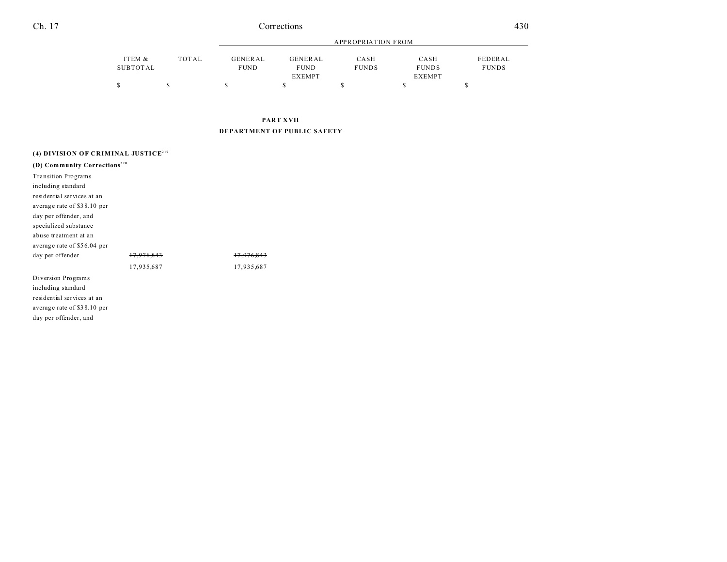| | ITEM & SUBTOTAL | TOTAL | GENERAL FUND | GENERAL FUND EXEMPT | CASH FUNDS | CASH FUNDS EXEMPT | FEDERAL FUNDS |
|---|---|---|---|---|---|---|---|
| | | | APPROPRIATION FROM | | | | |
| | $ | $ | $ | $ | $ | $ | $ |

**PART XVII**

**DEPARTMENT OF PUBLIC SAFETY**

**(4) DIVISION OF CRIMINAL JUSTICE[217]**

**(D) Community Corrections[220]**

| | ITEM & SUBTOTAL | TOTAL | GENERAL FUND | GENERAL FUND EXEMPT | CASH FUNDS | CASH FUNDS EXEMPT | FEDERAL FUNDS |
|---|---|---|---|---|---|---|---|
| Transition Programs including standard residential services at an average rate of $38.10 per day per offender, and specialized substance abuse treatment at an average rate of $56.04 per day per offender | ~~17,976,843~~ | | ~~17,976,843~~ | | | | |
| | 17,935,687 | | 17,935,687 | | | | |
| Diversion Programs including standard residential services at an average rate of $38.10 per day per offender, and | | | | | | | |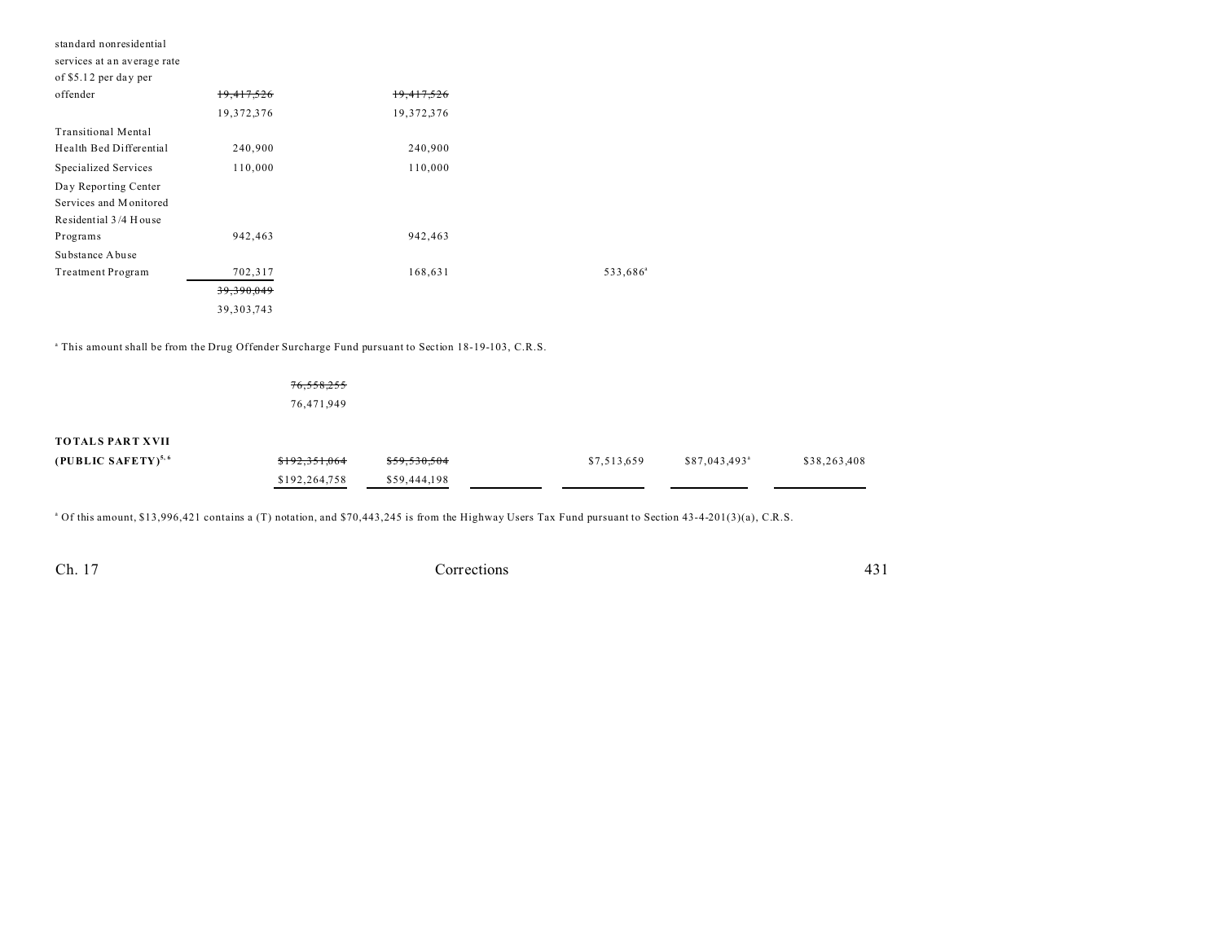| | | | | | | |
|---|---|---|---|---|---|---|
| standard nonresidential services at an average rate of $5.12 per day per offender | ~~19,417,526~~ 19,372,376 | | ~~19,417,526~~ 19,372,376 | | | |
| Transitional Mental Health Bed Differential | 240,900 | | 240,900 | | | |
| Specialized Services | 110,000 | | 110,000 | | | |
| Day Reporting Center Services and Monitored Residential 3/4 House Programs | 942,463 | | 942,463 | | | |
| Substance Abuse Treatment Program | 702,317 | | 168,631 | | 533,686[a] | |
| | ~~39,390,049~~ 39,303,743 | | | | | |

[a] This amount shall be from the Drug Offender Surcharge Fund pursuant to Section 18-19-103, C.R.S.

| | | | | | | |
|---|---|---|---|---|---|---|
| | ~~76,558,255~~ 76,471,949 | | | | | |
| **TOTALS PART XVII (PUBLIC SAFETY)**[5, 6] | ~~$192,351,064~~ $192,264,758 | ~~$59,530,504~~ $59,444,198 | | $7,513,659 | $87,043,493[a] | $38,263,408 |

[a] Of this amount, $13,996,421 contains a (T) notation, and $70,443,245 is from the Highway Users Tax Fund pursuant to Section 43-4-201(3)(a), C.R.S.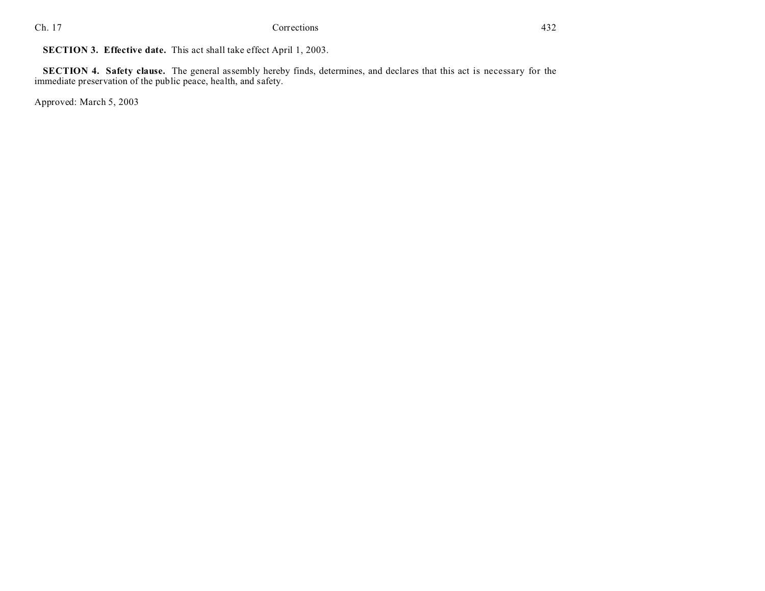**SECTION 3. Effective date.** This act shall take effect April 1, 2003.

**SECTION 4. Safety clause.** The general assembly hereby finds, determines, and declares that this act is necessary for the immediate preservation of the public peace, health, and safety.

Approved: March 5, 2003